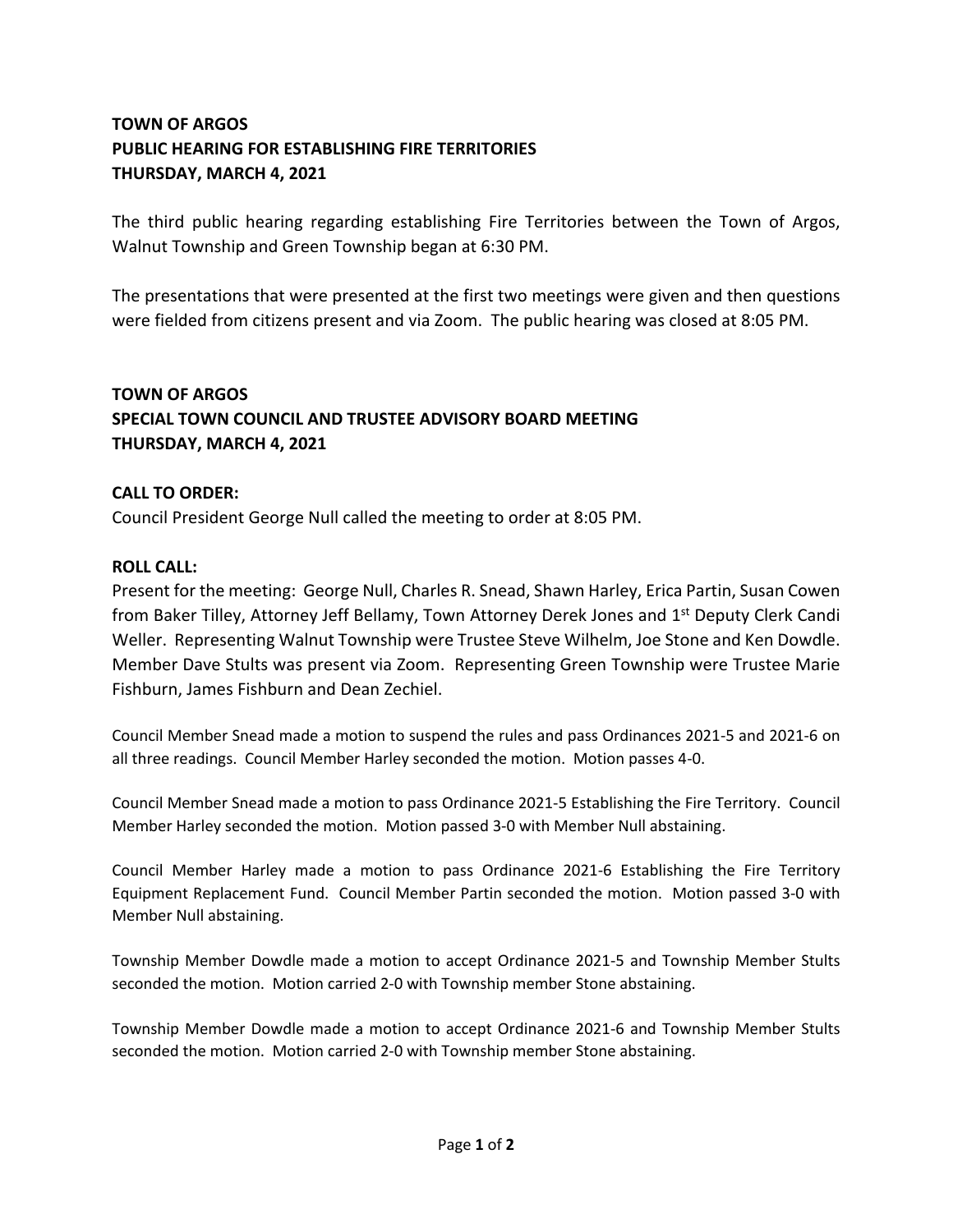**TOWN OF ARGOS**
**PUBLIC HEARING FOR ESTABLISHING FIRE TERRITORIES**
**THURSDAY, MARCH 4, 2021**

The third public hearing regarding establishing Fire Territories between the Town of Argos, Walnut Township and Green Township began at 6:30 PM.

The presentations that were presented at the first two meetings were given and then questions were fielded from citizens present and via Zoom. The public hearing was closed at 8:05 PM.

**TOWN OF ARGOS**
**SPECIAL TOWN COUNCIL AND TRUSTEE ADVISORY BOARD MEETING**
**THURSDAY, MARCH 4, 2021**

**CALL TO ORDER:**
Council President George Null called the meeting to order at 8:05 PM.

**ROLL CALL:**
Present for the meeting: George Null, Charles R. Snead, Shawn Harley, Erica Partin, Susan Cowen from Baker Tilley, Attorney Jeff Bellamy, Town Attorney Derek Jones and 1st Deputy Clerk Candi Weller. Representing Walnut Township were Trustee Steve Wilhelm, Joe Stone and Ken Dowdle. Member Dave Stults was present via Zoom. Representing Green Township were Trustee Marie Fishburn, James Fishburn and Dean Zechiel.

Council Member Snead made a motion to suspend the rules and pass Ordinances 2021-5 and 2021-6 on all three readings. Council Member Harley seconded the motion. Motion passes 4-0.

Council Member Snead made a motion to pass Ordinance 2021-5 Establishing the Fire Territory. Council Member Harley seconded the motion. Motion passed 3-0 with Member Null abstaining.

Council Member Harley made a motion to pass Ordinance 2021-6 Establishing the Fire Territory Equipment Replacement Fund. Council Member Partin seconded the motion. Motion passed 3-0 with Member Null abstaining.

Township Member Dowdle made a motion to accept Ordinance 2021-5 and Township Member Stults seconded the motion. Motion carried 2-0 with Township member Stone abstaining.

Township Member Dowdle made a motion to accept Ordinance 2021-6 and Township Member Stults seconded the motion. Motion carried 2-0 with Township member Stone abstaining.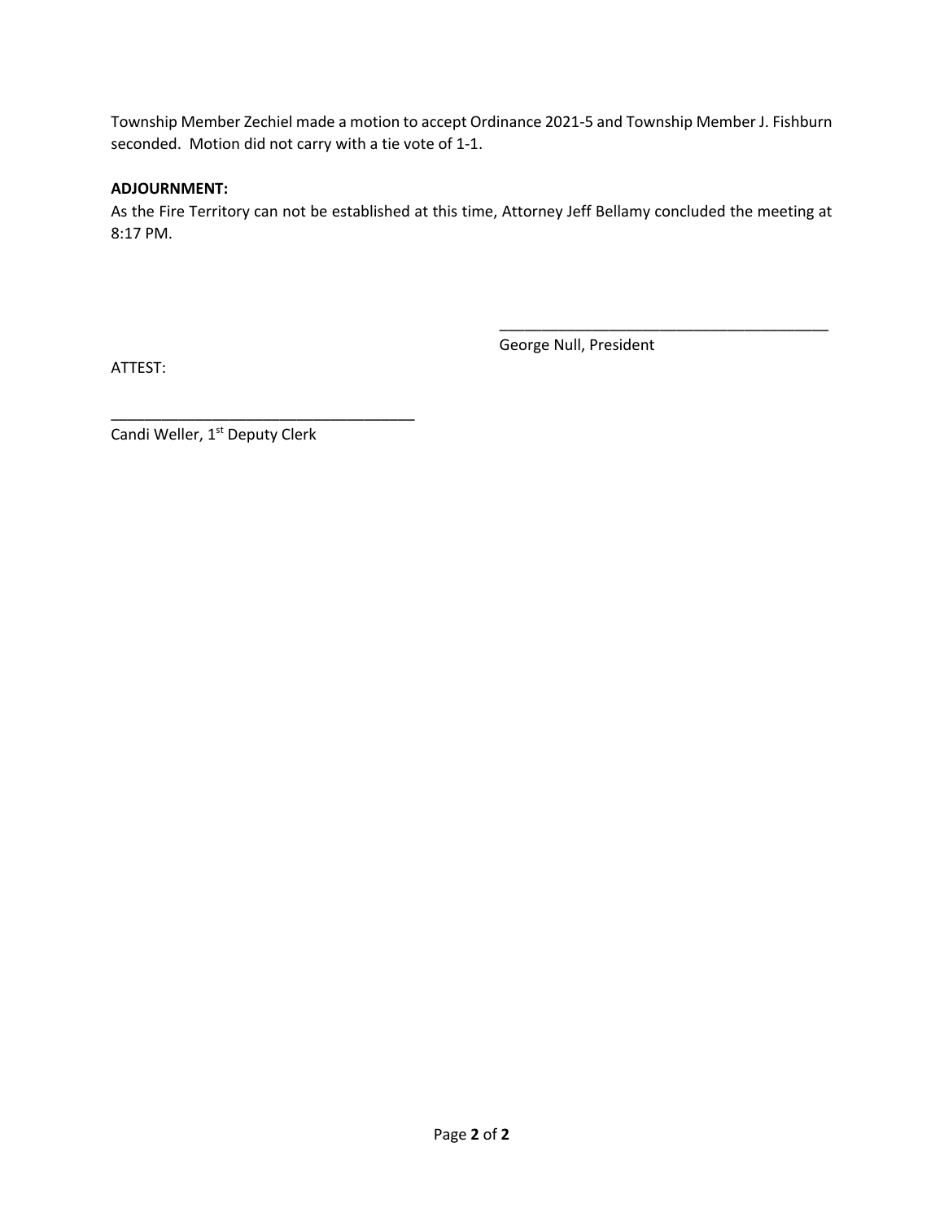Township Member Zechiel made a motion to accept Ordinance 2021-5 and Township Member J. Fishburn seconded. Motion did not carry with a tie vote of 1-1.

**ADJOURNMENT:**

As the Fire Territory can not be established at this time, Attorney Jeff Bellamy concluded the meeting at 8:17 PM.

\_\_\_\_\_\_\_\_\_\_\_\_\_\_\_\_\_\_\_\_\_\_\_\_\_\_\_\_\_\_\_\_\_\_\_\_\_\_\_\_

George Null, President

ATTEST:

\_\_\_\_\_\_\_\_\_\_\_\_\_\_\_\_\_\_\_\_\_\_\_\_\_\_\_\_\_\_\_\_\_\_\_\_\_

Candi Weller, 1st Deputy Clerk